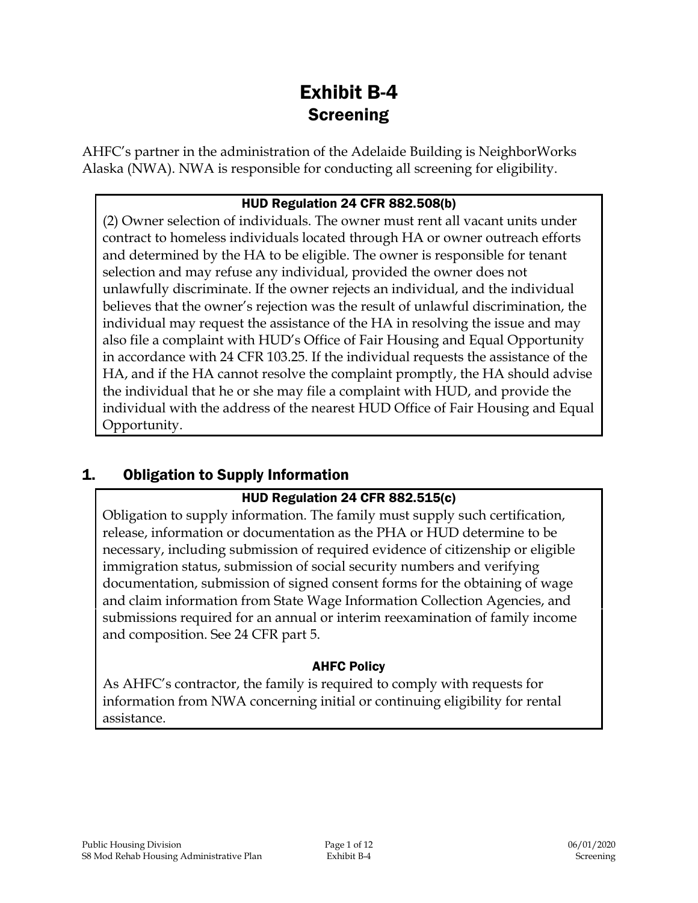# Exhibit B-4
## Screening

AHFC's partner in the administration of the Adelaide Building is NeighborWorks Alaska (NWA). NWA is responsible for conducting all screening for eligibility.

> **HUD Regulation 24 CFR 882.508(b)**
>
> (2) Owner selection of individuals. The owner must rent all vacant units under contract to homeless individuals located through HA or owner outreach efforts and determined by the HA to be eligible. The owner is responsible for tenant selection and may refuse any individual, provided the owner does not unlawfully discriminate. If the owner rejects an individual, and the individual believes that the owner's rejection was the result of unlawful discrimination, the individual may request the assistance of the HA in resolving the issue and may also file a complaint with HUD's Office of Fair Housing and Equal Opportunity in accordance with 24 CFR 103.25. If the individual requests the assistance of the HA, and if the HA cannot resolve the complaint promptly, the HA should advise the individual that he or she may file a complaint with HUD, and provide the individual with the address of the nearest HUD Office of Fair Housing and Equal Opportunity.

## 1. Obligation to Supply Information

> **HUD Regulation 24 CFR 882.515(c)**
>
> Obligation to supply information. The family must supply such certification, release, information or documentation as the PHA or HUD determine to be necessary, including submission of required evidence of citizenship or eligible immigration status, submission of social security numbers and verifying documentation, submission of signed consent forms for the obtaining of wage and claim information from State Wage Information Collection Agencies, and submissions required for an annual or interim reexamination of family income and composition. See 24 CFR part 5.
>
> **AHFC Policy**
>
> As AHFC's contractor, the family is required to comply with requests for information from NWA concerning initial or continuing eligibility for rental assistance.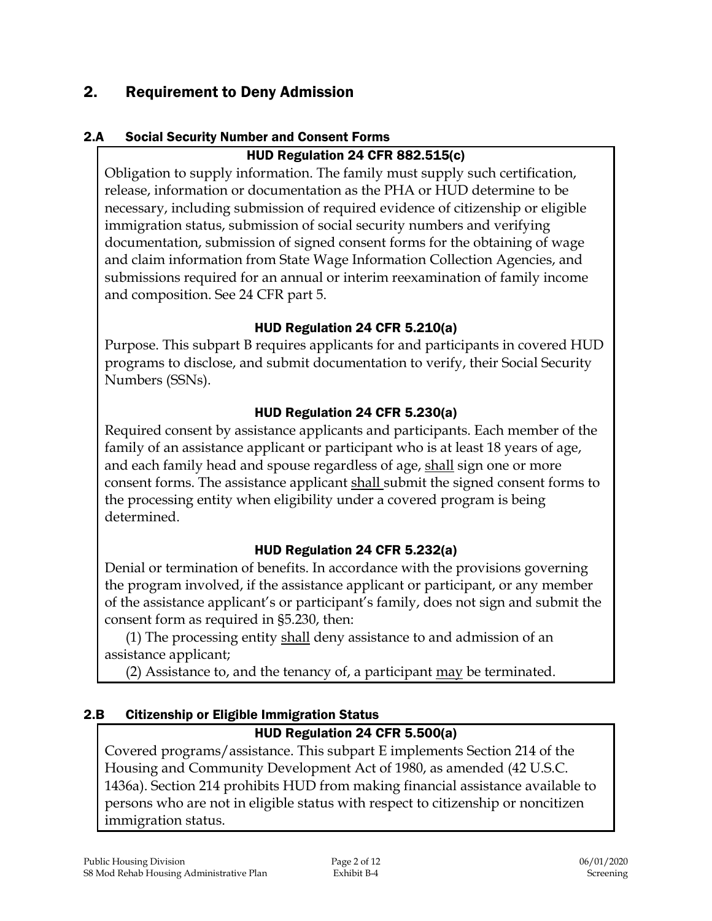## 2. Requirement to Deny Admission

### 2.A Social Security Number and Consent Forms

**HUD Regulation 24 CFR 882.515(c)**

Obligation to supply information. The family must supply such certification, release, information or documentation as the PHA or HUD determine to be necessary, including submission of required evidence of citizenship or eligible immigration status, submission of social security numbers and verifying documentation, submission of signed consent forms for the obtaining of wage and claim information from State Wage Information Collection Agencies, and submissions required for an annual or interim reexamination of family income and composition. See 24 CFR part 5.

**HUD Regulation 24 CFR 5.210(a)**

Purpose. This subpart B requires applicants for and participants in covered HUD programs to disclose, and submit documentation to verify, their Social Security Numbers (SSNs).

**HUD Regulation 24 CFR 5.230(a)**

Required consent by assistance applicants and participants. Each member of the family of an assistance applicant or participant who is at least 18 years of age, and each family head and spouse regardless of age, <u>shall</u> sign one or more consent forms. The assistance applicant <u>shall</u> submit the signed consent forms to the processing entity when eligibility under a covered program is being determined.

**HUD Regulation 24 CFR 5.232(a)**

Denial or termination of benefits. In accordance with the provisions governing the program involved, if the assistance applicant or participant, or any member of the assistance applicant's or participant's family, does not sign and submit the consent form as required in §5.230, then:

(1) The processing entity <u>shall</u> deny assistance to and admission of an assistance applicant;

(2) Assistance to, and the tenancy of, a participant <u>may</u> be terminated.

### 2.B Citizenship or Eligible Immigration Status

**HUD Regulation 24 CFR 5.500(a)**

Covered programs/assistance. This subpart E implements Section 214 of the Housing and Community Development Act of 1980, as amended (42 U.S.C. 1436a). Section 214 prohibits HUD from making financial assistance available to persons who are not in eligible status with respect to citizenship or noncitizen immigration status.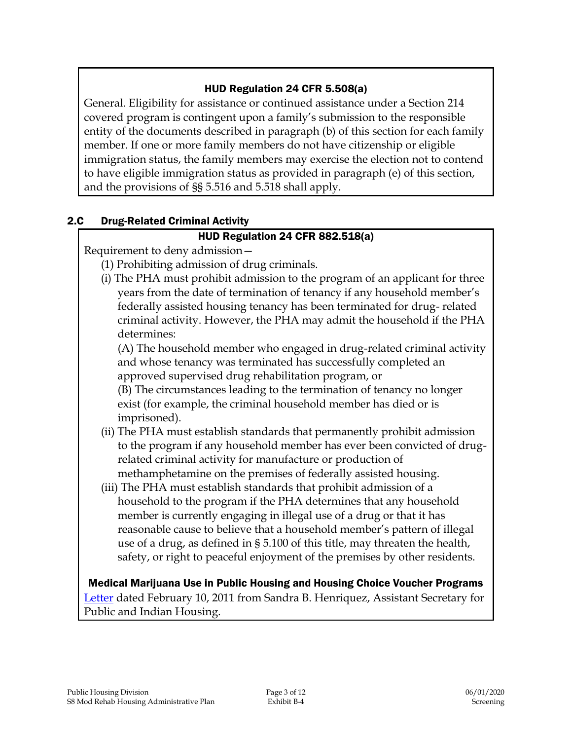**HUD Regulation 24 CFR 5.508(a)**

General. Eligibility for assistance or continued assistance under a Section 214 covered program is contingent upon a family's submission to the responsible entity of the documents described in paragraph (b) of this section for each family member. If one or more family members do not have citizenship or eligible immigration status, the family members may exercise the election not to contend to have eligible immigration status as provided in paragraph (e) of this section, and the provisions of §§ 5.516 and 5.518 shall apply.

## 2.C Drug-Related Criminal Activity

**HUD Regulation 24 CFR 882.518(a)**

Requirement to deny admission—

(1) Prohibiting admission of drug criminals.

(i) The PHA must prohibit admission to the program of an applicant for three years from the date of termination of tenancy if any household member's federally assisted housing tenancy has been terminated for drug- related criminal activity. However, the PHA may admit the household if the PHA determines:

(A) The household member who engaged in drug-related criminal activity and whose tenancy was terminated has successfully completed an approved supervised drug rehabilitation program, or

(B) The circumstances leading to the termination of tenancy no longer exist (for example, the criminal household member has died or is imprisoned).

(ii) The PHA must establish standards that permanently prohibit admission to the program if any household member has ever been convicted of drug-related criminal activity for manufacture or production of methamphetamine on the premises of federally assisted housing.

(iii) The PHA must establish standards that prohibit admission of a household to the program if the PHA determines that any household member is currently engaging in illegal use of a drug or that it has reasonable cause to believe that a household member's pattern of illegal use of a drug, as defined in § 5.100 of this title, may threaten the health, safety, or right to peaceful enjoyment of the premises by other residents.

**Medical Marijuana Use in Public Housing and Housing Choice Voucher Programs**

Letter dated February 10, 2011 from Sandra B. Henriquez, Assistant Secretary for Public and Indian Housing.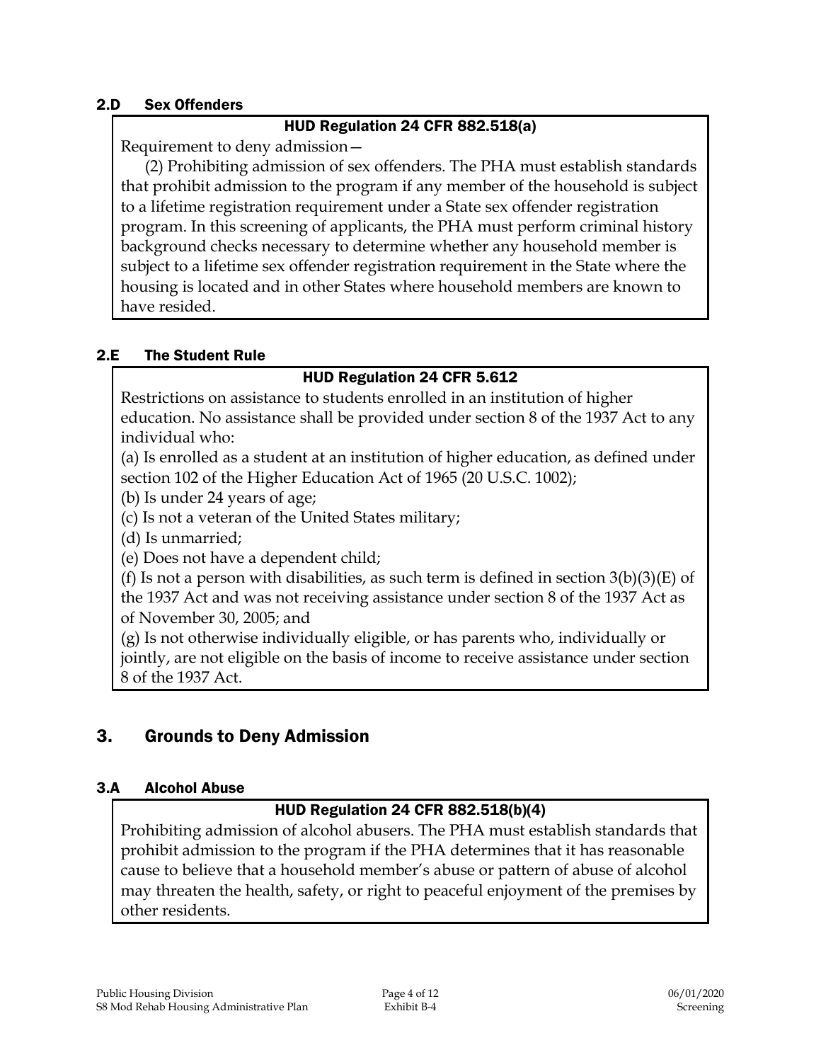### 2.D Sex Offenders

**HUD Regulation 24 CFR 882.518(a)**

Requirement to deny admission—

(2) Prohibiting admission of sex offenders. The PHA must establish standards that prohibit admission to the program if any member of the household is subject to a lifetime registration requirement under a State sex offender registration program. In this screening of applicants, the PHA must perform criminal history background checks necessary to determine whether any household member is subject to a lifetime sex offender registration requirement in the State where the housing is located and in other States where household members are known to have resided.

### 2.E The Student Rule

**HUD Regulation 24 CFR 5.612**

Restrictions on assistance to students enrolled in an institution of higher education. No assistance shall be provided under section 8 of the 1937 Act to any individual who:

(a) Is enrolled as a student at an institution of higher education, as defined under section 102 of the Higher Education Act of 1965 (20 U.S.C. 1002);

(b) Is under 24 years of age;

(c) Is not a veteran of the United States military;

(d) Is unmarried;

(e) Does not have a dependent child;

(f) Is not a person with disabilities, as such term is defined in section 3(b)(3)(E) of the 1937 Act and was not receiving assistance under section 8 of the 1937 Act as of November 30, 2005; and

(g) Is not otherwise individually eligible, or has parents who, individually or jointly, are not eligible on the basis of income to receive assistance under section 8 of the 1937 Act.

## 3. Grounds to Deny Admission

### 3.A Alcohol Abuse

**HUD Regulation 24 CFR 882.518(b)(4)**

Prohibiting admission of alcohol abusers. The PHA must establish standards that prohibit admission to the program if the PHA determines that it has reasonable cause to believe that a household member's abuse or pattern of abuse of alcohol may threaten the health, safety, or right to peaceful enjoyment of the premises by other residents.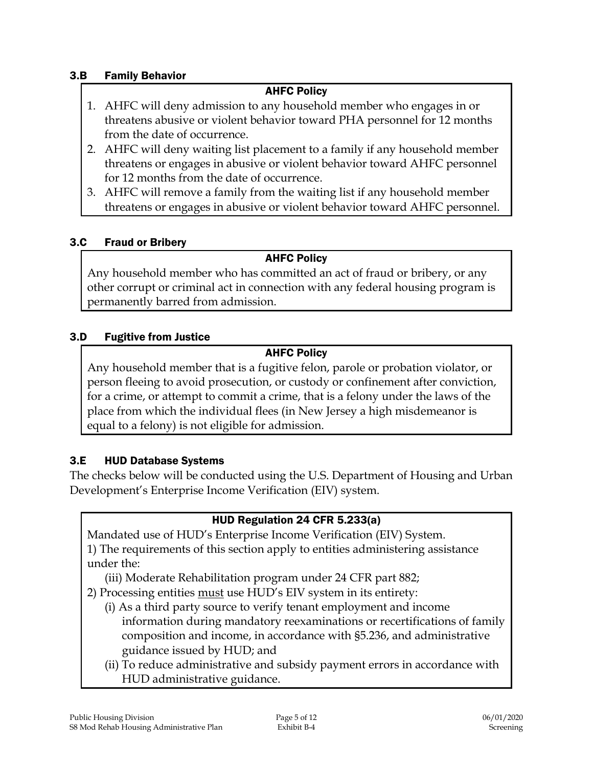### 3.B Family Behavior

**AHFC Policy**

1. AHFC will deny admission to any household member who engages in or threatens abusive or violent behavior toward PHA personnel for 12 months from the date of occurrence.
2. AHFC will deny waiting list placement to a family if any household member threatens or engages in abusive or violent behavior toward AHFC personnel for 12 months from the date of occurrence.
3. AHFC will remove a family from the waiting list if any household member threatens or engages in abusive or violent behavior toward AHFC personnel.

### 3.C Fraud or Bribery

**AHFC Policy**

Any household member who has committed an act of fraud or bribery, or any other corrupt or criminal act in connection with any federal housing program is permanently barred from admission.

### 3.D Fugitive from Justice

**AHFC Policy**

Any household member that is a fugitive felon, parole or probation violator, or person fleeing to avoid prosecution, or custody or confinement after conviction, for a crime, or attempt to commit a crime, that is a felony under the laws of the place from which the individual flees (in New Jersey a high misdemeanor is equal to a felony) is not eligible for admission.

### 3.E HUD Database Systems

The checks below will be conducted using the U.S. Department of Housing and Urban Development's Enterprise Income Verification (EIV) system.

**HUD Regulation 24 CFR 5.233(a)**

Mandated use of HUD's Enterprise Income Verification (EIV) System.

1) The requirements of this section apply to entities administering assistance under the:

   (iii) Moderate Rehabilitation program under 24 CFR part 882;

2) Processing entities must use HUD's EIV system in its entirety:

   (i) As a third party source to verify tenant employment and income information during mandatory reexaminations or recertifications of family composition and income, in accordance with §5.236, and administrative guidance issued by HUD; and

   (ii) To reduce administrative and subsidy payment errors in accordance with HUD administrative guidance.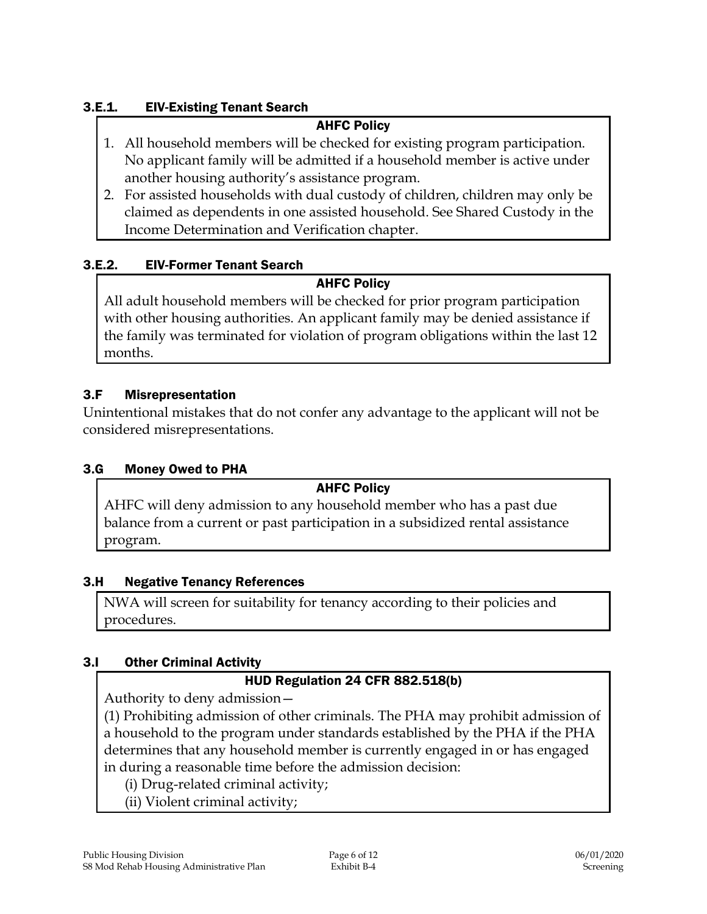### 3.E.1. EIV-Existing Tenant Search

**AHFC Policy**

1. All household members will be checked for existing program participation. No applicant family will be admitted if a household member is active under another housing authority's assistance program.
2. For assisted households with dual custody of children, children may only be claimed as dependents in one assisted household. See Shared Custody in the Income Determination and Verification chapter.

### 3.E.2. EIV-Former Tenant Search

**AHFC Policy**

All adult household members will be checked for prior program participation with other housing authorities. An applicant family may be denied assistance if the family was terminated for violation of program obligations within the last 12 months.

## 3.F Misrepresentation

Unintentional mistakes that do not confer any advantage to the applicant will not be considered misrepresentations.

## 3.G Money Owed to PHA

**AHFC Policy**

AHFC will deny admission to any household member who has a past due balance from a current or past participation in a subsidized rental assistance program.

## 3.H Negative Tenancy References

NWA will screen for suitability for tenancy according to their policies and procedures.

## 3.I Other Criminal Activity

**HUD Regulation 24 CFR 882.518(b)**

Authority to deny admission—

(1) Prohibiting admission of other criminals. The PHA may prohibit admission of a household to the program under standards established by the PHA if the PHA determines that any household member is currently engaged in or has engaged in during a reasonable time before the admission decision:

(i) Drug-related criminal activity;

(ii) Violent criminal activity;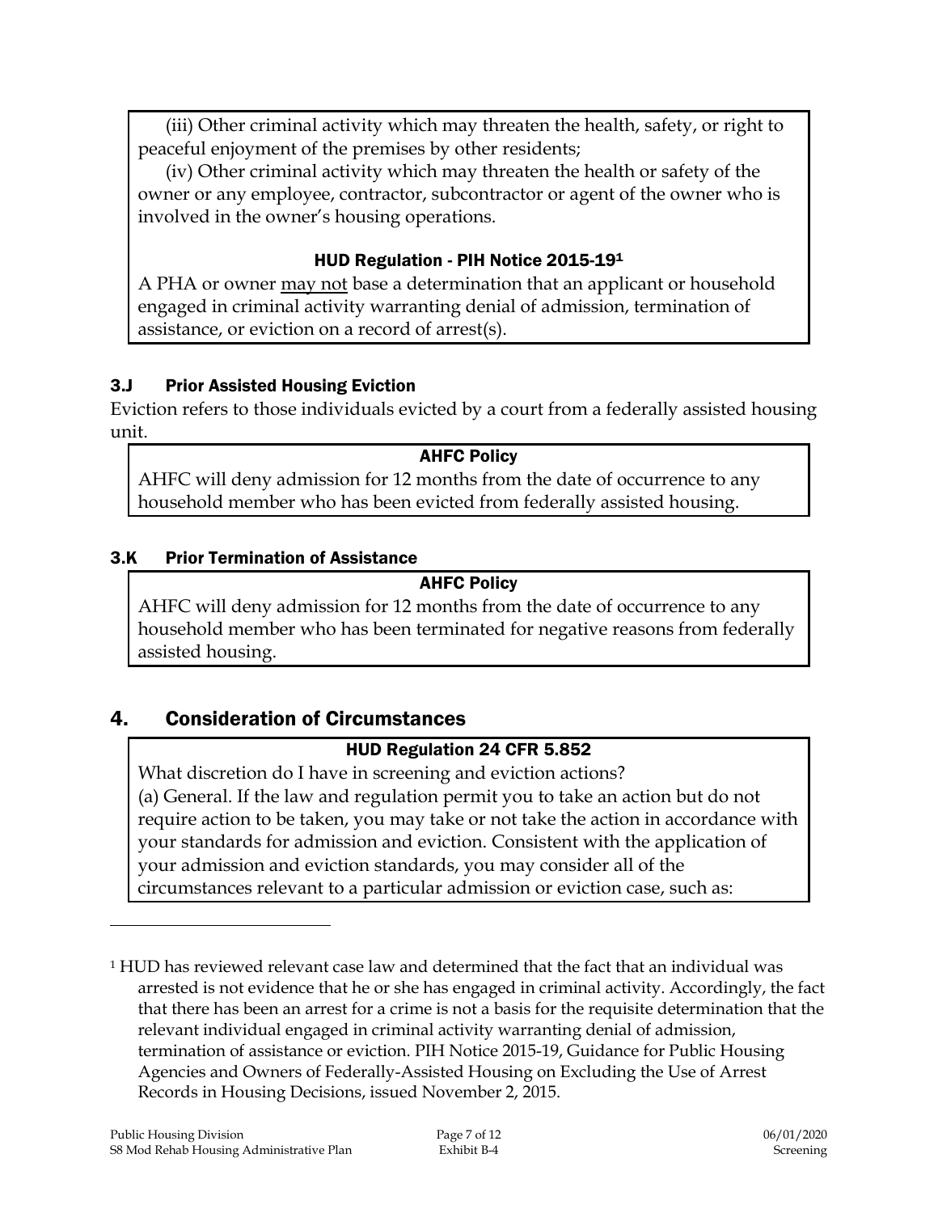(iii) Other criminal activity which may threaten the health, safety, or right to peaceful enjoyment of the premises by other residents;

(iv) Other criminal activity which may threaten the health or safety of the owner or any employee, contractor, subcontractor or agent of the owner who is involved in the owner's housing operations.

**HUD Regulation - PIH Notice 2015-19[1]**

A PHA or owner may not base a determination that an applicant or household engaged in criminal activity warranting denial of admission, termination of assistance, or eviction on a record of arrest(s).

### 3.J Prior Assisted Housing Eviction

Eviction refers to those individuals evicted by a court from a federally assisted housing unit.

**AHFC Policy**

AHFC will deny admission for 12 months from the date of occurrence to any household member who has been evicted from federally assisted housing.

### 3.K Prior Termination of Assistance

**AHFC Policy**

AHFC will deny admission for 12 months from the date of occurrence to any household member who has been terminated for negative reasons from federally assisted housing.

## 4. Consideration of Circumstances

**HUD Regulation 24 CFR 5.852**

What discretion do I have in screening and eviction actions?

(a) General. If the law and regulation permit you to take an action but do not require action to be taken, you may take or not take the action in accordance with your standards for admission and eviction. Consistent with the application of your admission and eviction standards, you may consider all of the circumstances relevant to a particular admission or eviction case, such as:

---

[1] HUD has reviewed relevant case law and determined that the fact that an individual was arrested is not evidence that he or she has engaged in criminal activity. Accordingly, the fact that there has been an arrest for a crime is not a basis for the requisite determination that the relevant individual engaged in criminal activity warranting denial of admission, termination of assistance or eviction. PIH Notice 2015-19, Guidance for Public Housing Agencies and Owners of Federally-Assisted Housing on Excluding the Use of Arrest Records in Housing Decisions, issued November 2, 2015.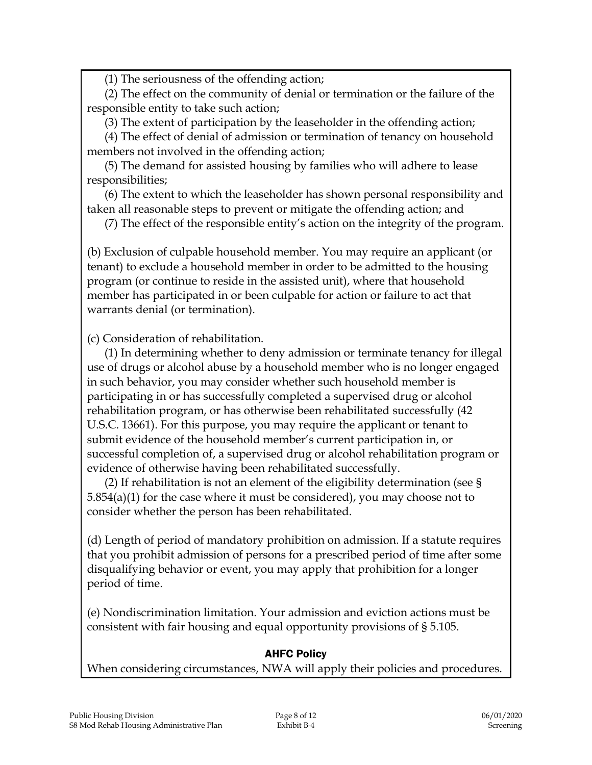(1) The seriousness of the offending action;

(2) The effect on the community of denial or termination or the failure of the responsible entity to take such action;

(3) The extent of participation by the leaseholder in the offending action;

(4) The effect of denial of admission or termination of tenancy on household members not involved in the offending action;

(5) The demand for assisted housing by families who will adhere to lease responsibilities;

(6) The extent to which the leaseholder has shown personal responsibility and taken all reasonable steps to prevent or mitigate the offending action; and

(7) The effect of the responsible entity's action on the integrity of the program.

(b) Exclusion of culpable household member. You may require an applicant (or tenant) to exclude a household member in order to be admitted to the housing program (or continue to reside in the assisted unit), where that household member has participated in or been culpable for action or failure to act that warrants denial (or termination).

(c) Consideration of rehabilitation.

(1) In determining whether to deny admission or terminate tenancy for illegal use of drugs or alcohol abuse by a household member who is no longer engaged in such behavior, you may consider whether such household member is participating in or has successfully completed a supervised drug or alcohol rehabilitation program, or has otherwise been rehabilitated successfully (42 U.S.C. 13661). For this purpose, you may require the applicant or tenant to submit evidence of the household member's current participation in, or successful completion of, a supervised drug or alcohol rehabilitation program or evidence of otherwise having been rehabilitated successfully.

(2) If rehabilitation is not an element of the eligibility determination (see § 5.854(a)(1) for the case where it must be considered), you may choose not to consider whether the person has been rehabilitated.

(d) Length of period of mandatory prohibition on admission. If a statute requires that you prohibit admission of persons for a prescribed period of time after some disqualifying behavior or event, you may apply that prohibition for a longer period of time.

(e) Nondiscrimination limitation. Your admission and eviction actions must be consistent with fair housing and equal opportunity provisions of § 5.105.

**AHFC Policy**

When considering circumstances, NWA will apply their policies and procedures.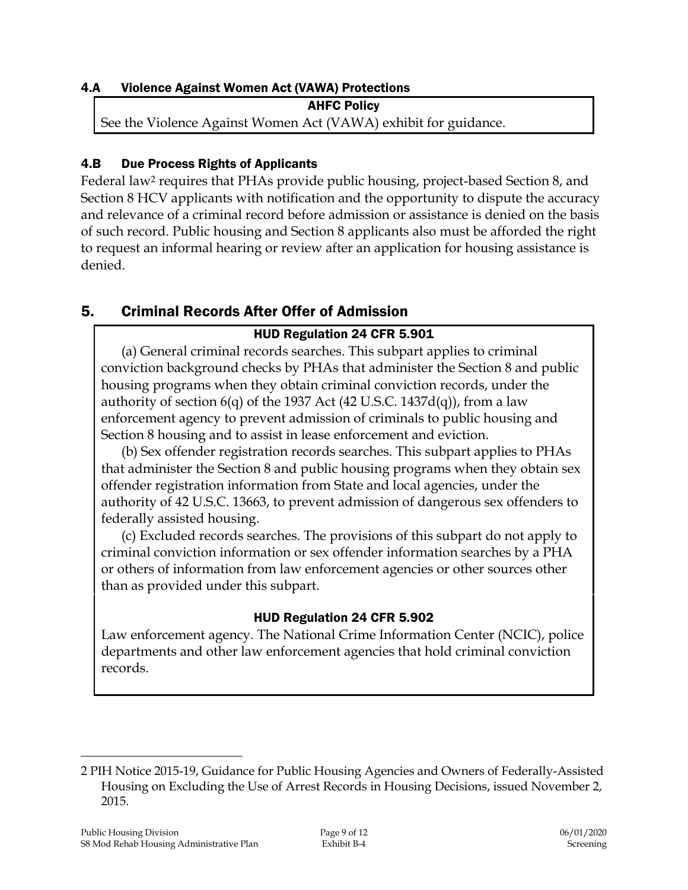### 4.A Violence Against Women Act (VAWA) Protections

**AHFC Policy**

See the Violence Against Women Act (VAWA) exhibit for guidance.

### 4.B Due Process Rights of Applicants

Federal law[2] requires that PHAs provide public housing, project-based Section 8, and Section 8 HCV applicants with notification and the opportunity to dispute the accuracy and relevance of a criminal record before admission or assistance is denied on the basis of such record. Public housing and Section 8 applicants also must be afforded the right to request an informal hearing or review after an application for housing assistance is denied.

## 5. Criminal Records After Offer of Admission

**HUD Regulation 24 CFR 5.901**

(a) General criminal records searches. This subpart applies to criminal conviction background checks by PHAs that administer the Section 8 and public housing programs when they obtain criminal conviction records, under the authority of section 6(q) of the 1937 Act (42 U.S.C. 1437d(q)), from a law enforcement agency to prevent admission of criminals to public housing and Section 8 housing and to assist in lease enforcement and eviction.

(b) Sex offender registration records searches. This subpart applies to PHAs that administer the Section 8 and public housing programs when they obtain sex offender registration information from State and local agencies, under the authority of 42 U.S.C. 13663, to prevent admission of dangerous sex offenders to federally assisted housing.

(c) Excluded records searches. The provisions of this subpart do not apply to criminal conviction information or sex offender information searches by a PHA or others of information from law enforcement agencies or other sources other than as provided under this subpart.

**HUD Regulation 24 CFR 5.902**

Law enforcement agency. The National Crime Information Center (NCIC), police departments and other law enforcement agencies that hold criminal conviction records.

---

2 PIH Notice 2015-19, Guidance for Public Housing Agencies and Owners of Federally-Assisted Housing on Excluding the Use of Arrest Records in Housing Decisions, issued November 2, 2015.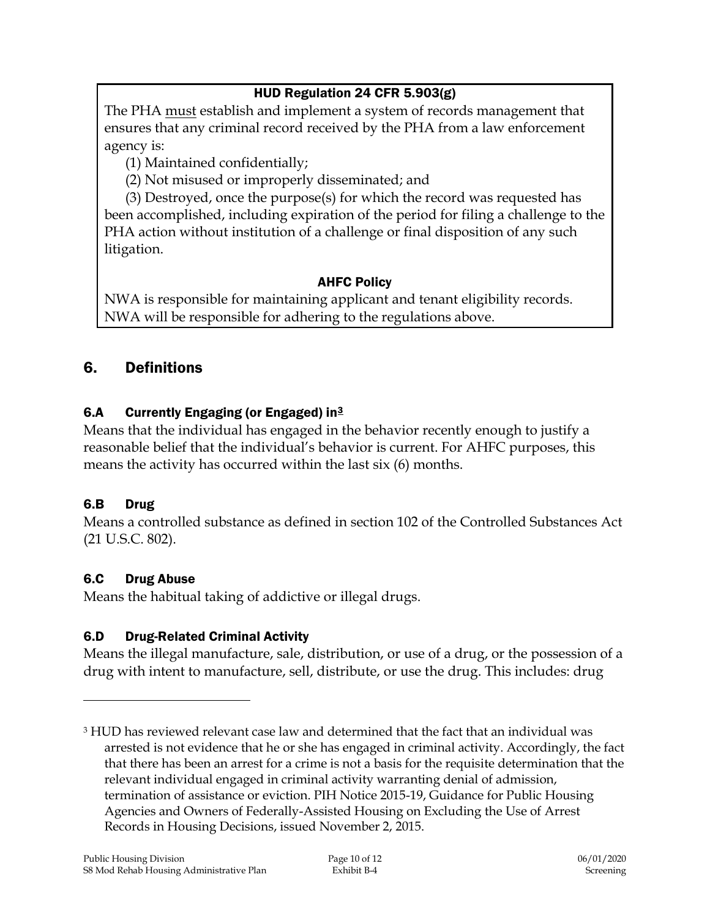**HUD Regulation 24 CFR 5.903(g)**

The PHA must establish and implement a system of records management that ensures that any criminal record received by the PHA from a law enforcement agency is:

(1) Maintained confidentially;

(2) Not misused or improperly disseminated; and

(3) Destroyed, once the purpose(s) for which the record was requested has been accomplished, including expiration of the period for filing a challenge to the PHA action without institution of a challenge or final disposition of any such litigation.

**AHFC Policy**

NWA is responsible for maintaining applicant and tenant eligibility records. NWA will be responsible for adhering to the regulations above.

## 6. Definitions

### 6.A Currently Engaging (or Engaged) in[3]

Means that the individual has engaged in the behavior recently enough to justify a reasonable belief that the individual's behavior is current. For AHFC purposes, this means the activity has occurred within the last six (6) months.

### 6.B Drug

Means a controlled substance as defined in section 102 of the Controlled Substances Act (21 U.S.C. 802).

### 6.C Drug Abuse

Means the habitual taking of addictive or illegal drugs.

### 6.D Drug-Related Criminal Activity

Means the illegal manufacture, sale, distribution, or use of a drug, or the possession of a drug with intent to manufacture, sell, distribute, or use the drug. This includes: drug

---

[3] HUD has reviewed relevant case law and determined that the fact that an individual was arrested is not evidence that he or she has engaged in criminal activity. Accordingly, the fact that there has been an arrest for a crime is not a basis for the requisite determination that the relevant individual engaged in criminal activity warranting denial of admission, termination of assistance or eviction. PIH Notice 2015-19, Guidance for Public Housing Agencies and Owners of Federally-Assisted Housing on Excluding the Use of Arrest Records in Housing Decisions, issued November 2, 2015.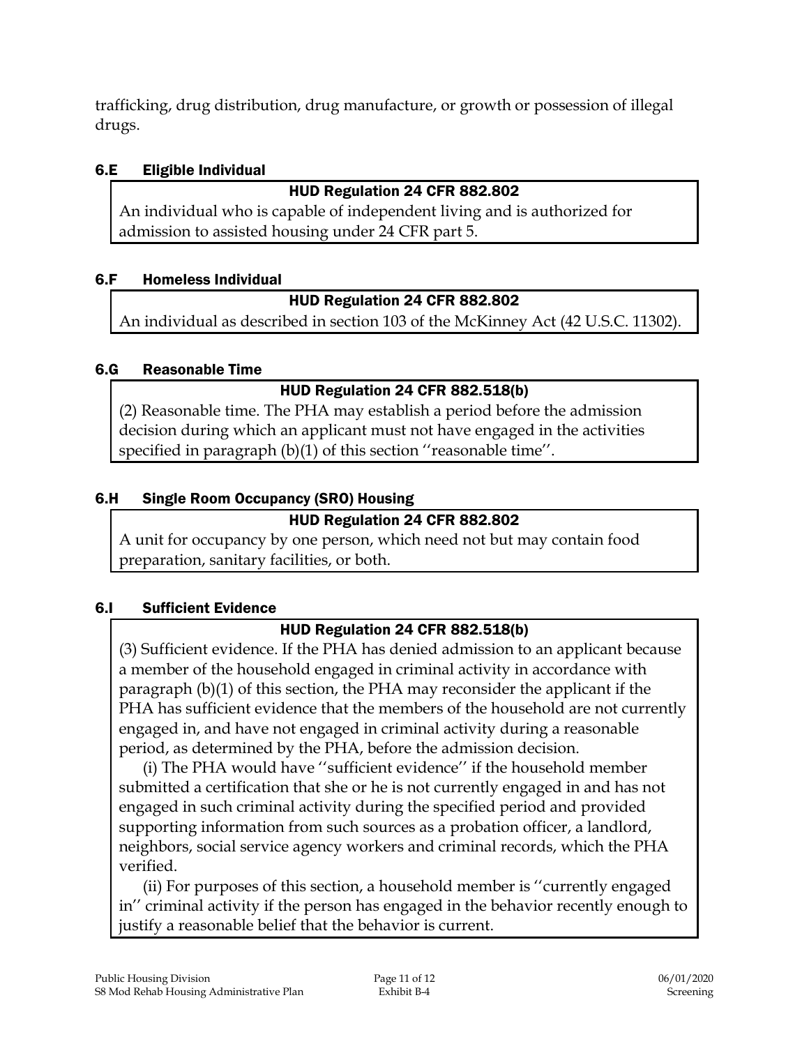trafficking, drug distribution, drug manufacture, or growth or possession of illegal drugs.

### 6.E Eligible Individual

**HUD Regulation 24 CFR 882.802**

An individual who is capable of independent living and is authorized for admission to assisted housing under 24 CFR part 5.

### 6.F Homeless Individual

**HUD Regulation 24 CFR 882.802**

An individual as described in section 103 of the McKinney Act (42 U.S.C. 11302).

### 6.G Reasonable Time

**HUD Regulation 24 CFR 882.518(b)**

(2) Reasonable time. The PHA may establish a period before the admission decision during which an applicant must not have engaged in the activities specified in paragraph (b)(1) of this section ''reasonable time''.

### 6.H Single Room Occupancy (SRO) Housing

**HUD Regulation 24 CFR 882.802**

A unit for occupancy by one person, which need not but may contain food preparation, sanitary facilities, or both.

### 6.I Sufficient Evidence

**HUD Regulation 24 CFR 882.518(b)**

(3) Sufficient evidence. If the PHA has denied admission to an applicant because a member of the household engaged in criminal activity in accordance with paragraph (b)(1) of this section, the PHA may reconsider the applicant if the PHA has sufficient evidence that the members of the household are not currently engaged in, and have not engaged in criminal activity during a reasonable period, as determined by the PHA, before the admission decision.

(i) The PHA would have ''sufficient evidence'' if the household member submitted a certification that she or he is not currently engaged in and has not engaged in such criminal activity during the specified period and provided supporting information from such sources as a probation officer, a landlord, neighbors, social service agency workers and criminal records, which the PHA verified.

(ii) For purposes of this section, a household member is ''currently engaged in'' criminal activity if the person has engaged in the behavior recently enough to justify a reasonable belief that the behavior is current.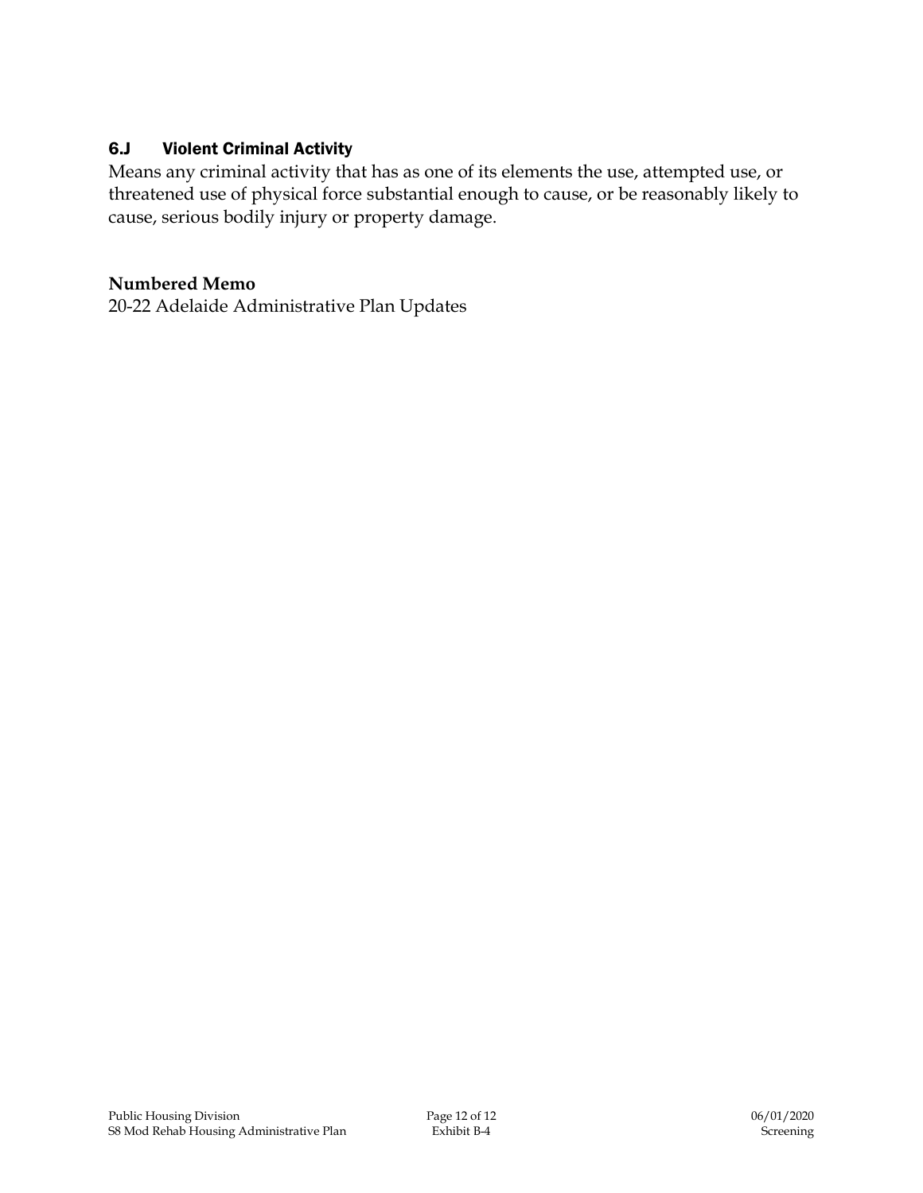### 6.J Violent Criminal Activity

Means any criminal activity that has as one of its elements the use, attempted use, or threatened use of physical force substantial enough to cause, or be reasonably likely to cause, serious bodily injury or property damage.

**Numbered Memo**

20-22 Adelaide Administrative Plan Updates